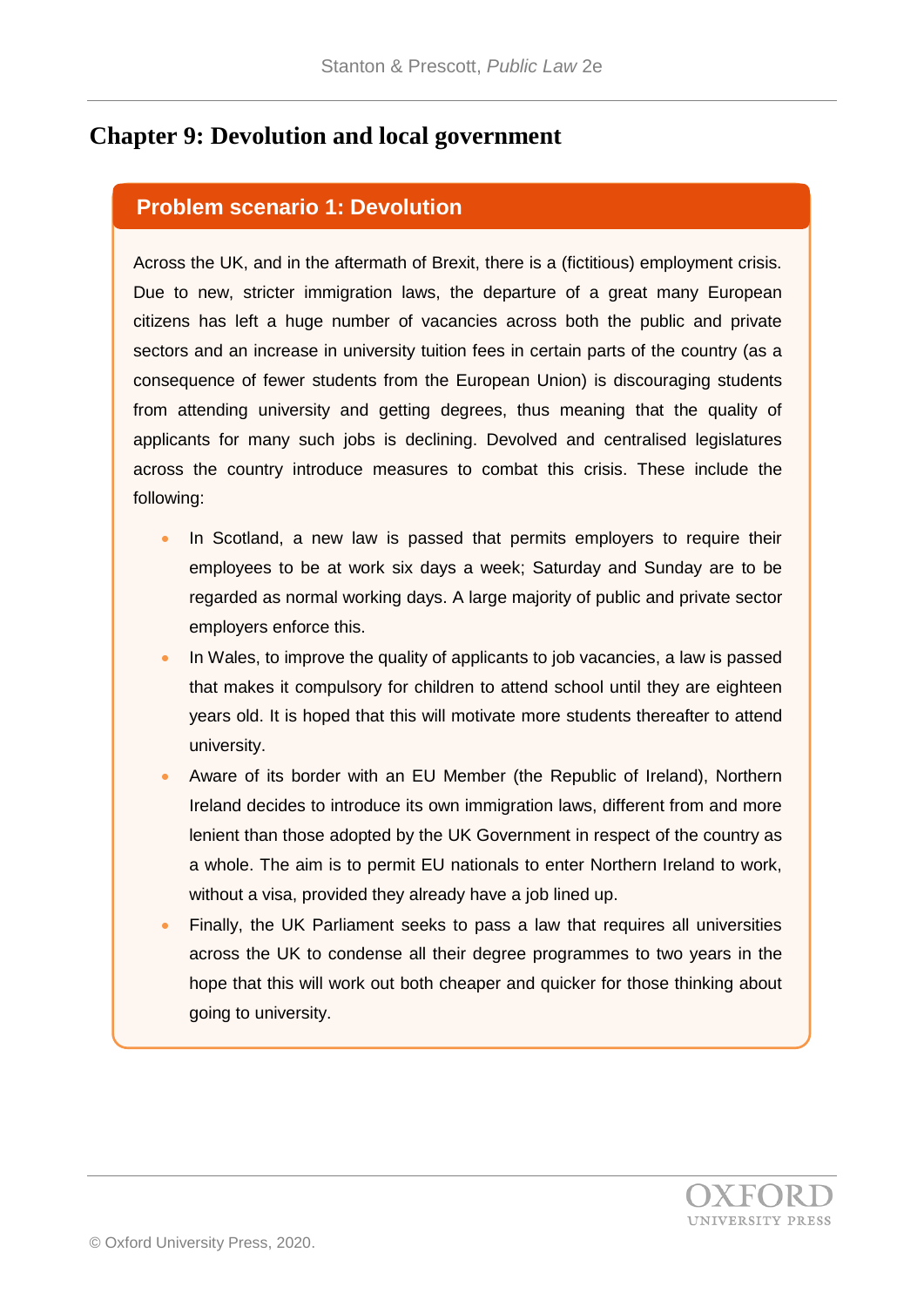# Chapter 9: Devolution and local government

## Problem scenario 1: Devolution

Across the UK, and in the aftermath of Brexit, there is a (fictitious) employment crisis. Due to new, stricter immigration laws, the departure of a great many European citizens has left a huge number of vacancies across both the public and private sectors and an increase in university tuition fees in certain parts of the country (as a consequence of fewer students from the European Union) is discouraging students from attending university and getting degrees, thus meaning that the quality of applicants for many such jobs is declining. Devolved and centralised legislatures across the country introduce measures to combat this crisis. These include the following:

- In Scotland, a new law is passed that permits employers to require their employees to be at work six days a week; Saturday and Sunday are to be regarded as normal working days. A large majority of public and private sector employers enforce this.
- In Wales, to improve the quality of applicants to job vacancies, a law is passed that makes it compulsory for children to attend school until they are eighteen years old. It is hoped that this will motivate more students thereafter to attend university.
- Aware of its border with an EU Member (the Republic of Ireland), Northern Ireland decides to introduce its own immigration laws, different from and more lenient than those adopted by the UK Government in respect of the country as a whole. The aim is to permit EU nationals to enter Northern Ireland to work, without a visa, provided they already have a job lined up.
- Finally, the UK Parliament seeks to pass a law that requires all universities across the UK to condense all their degree programmes to two years in the hope that this will work out both cheaper and quicker for those thinking about going to university.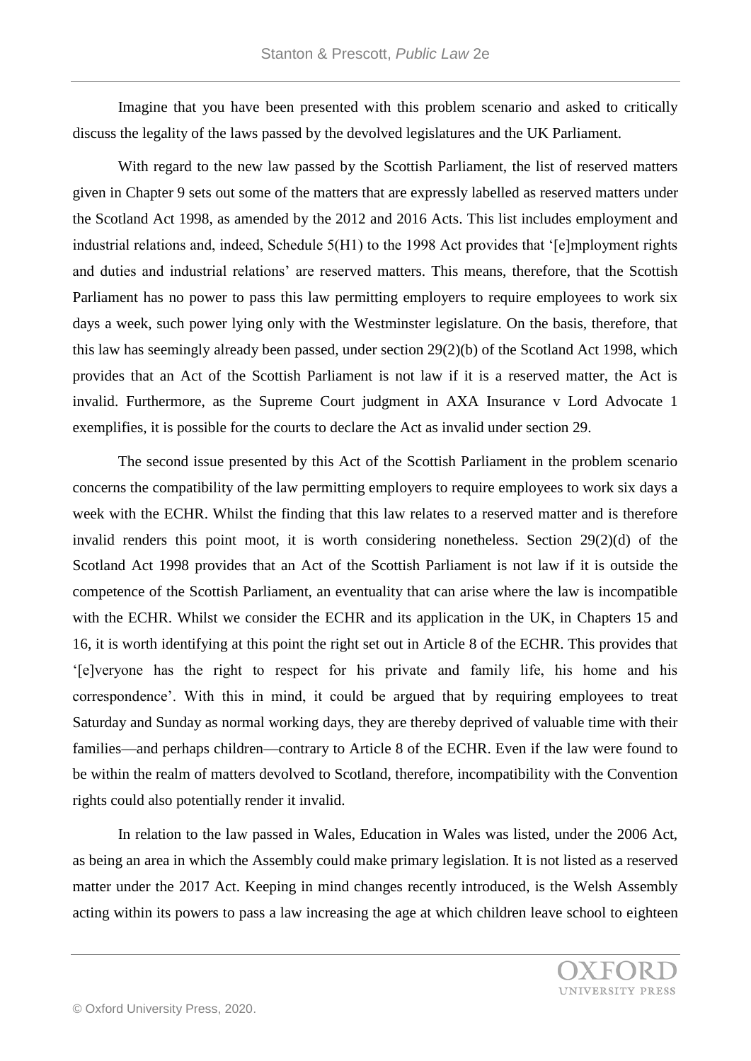Imagine that you have been presented with this problem scenario and asked to critically discuss the legality of the laws passed by the devolved legislatures and the UK Parliament.

With regard to the new law passed by the Scottish Parliament, the list of reserved matters given in Chapter 9 sets out some of the matters that are expressly labelled as reserved matters under the Scotland Act 1998, as amended by the 2012 and 2016 Acts. This list includes employment and industrial relations and, indeed, Schedule 5(H1) to the 1998 Act provides that '[e]mployment rights and duties and industrial relations' are reserved matters. This means, therefore, that the Scottish Parliament has no power to pass this law permitting employers to require employees to work six days a week, such power lying only with the Westminster legislature. On the basis, therefore, that this law has seemingly already been passed, under section 29(2)(b) of the Scotland Act 1998, which provides that an Act of the Scottish Parliament is not law if it is a reserved matter, the Act is invalid. Furthermore, as the Supreme Court judgment in AXA Insurance v Lord Advocate 1 exemplifies, it is possible for the courts to declare the Act as invalid under section 29.

The second issue presented by this Act of the Scottish Parliament in the problem scenario concerns the compatibility of the law permitting employers to require employees to work six days a week with the ECHR. Whilst the finding that this law relates to a reserved matter and is therefore invalid renders this point moot, it is worth considering nonetheless. Section 29(2)(d) of the Scotland Act 1998 provides that an Act of the Scottish Parliament is not law if it is outside the competence of the Scottish Parliament, an eventuality that can arise where the law is incompatible with the ECHR. Whilst we consider the ECHR and its application in the UK, in Chapters 15 and 16, it is worth identifying at this point the right set out in Article 8 of the ECHR. This provides that '[e]veryone has the right to respect for his private and family life, his home and his correspondence'. With this in mind, it could be argued that by requiring employees to treat Saturday and Sunday as normal working days, they are thereby deprived of valuable time with their families—and perhaps children—contrary to Article 8 of the ECHR. Even if the law were found to be within the realm of matters devolved to Scotland, therefore, incompatibility with the Convention rights could also potentially render it invalid.

In relation to the law passed in Wales, Education in Wales was listed, under the 2006 Act, as being an area in which the Assembly could make primary legislation. It is not listed as a reserved matter under the 2017 Act. Keeping in mind changes recently introduced, is the Welsh Assembly acting within its powers to pass a law increasing the age at which children leave school to eighteen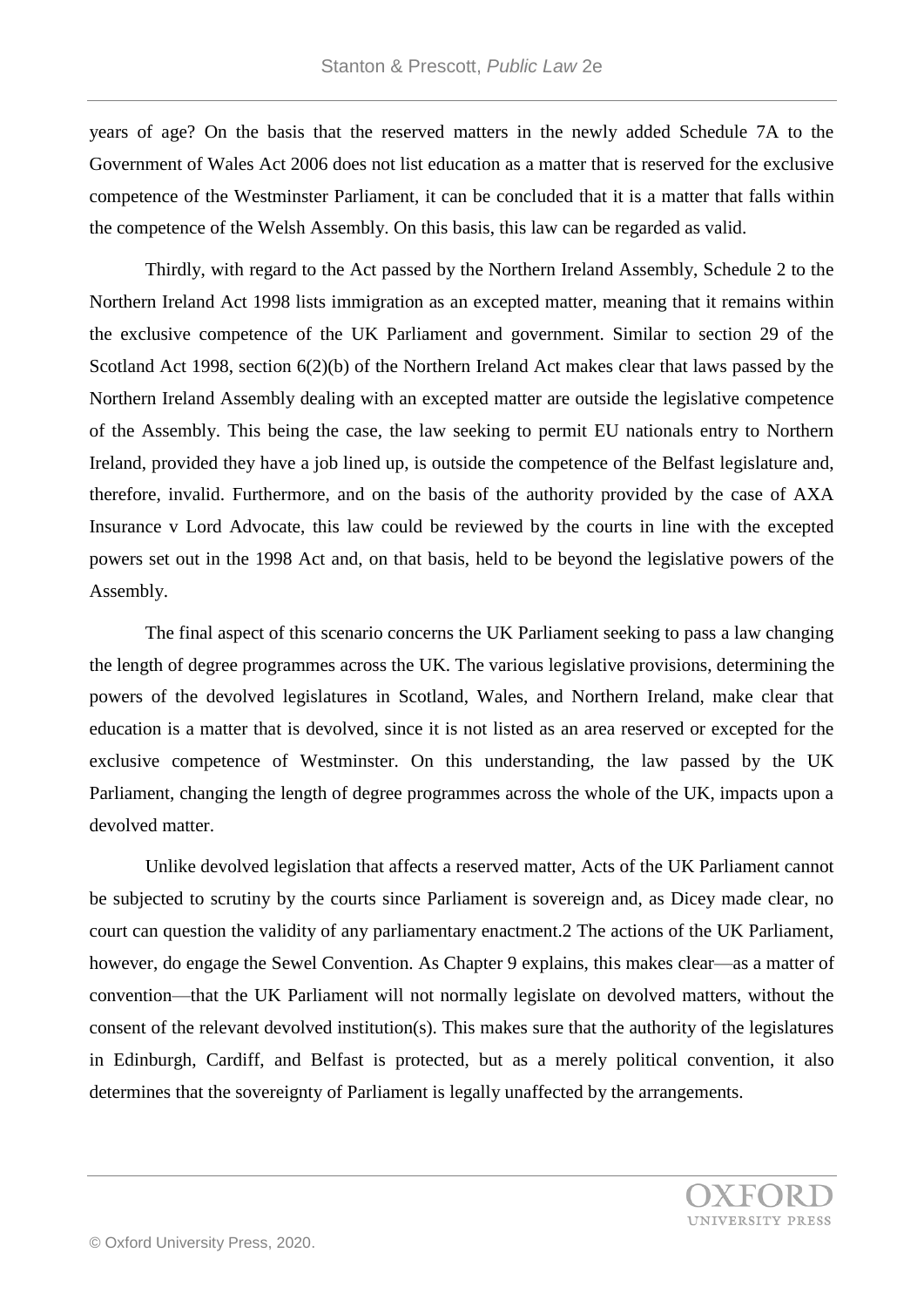years of age? On the basis that the reserved matters in the newly added Schedule 7A to the Government of Wales Act 2006 does not list education as a matter that is reserved for the exclusive competence of the Westminster Parliament, it can be concluded that it is a matter that falls within the competence of the Welsh Assembly. On this basis, this law can be regarded as valid.

Thirdly, with regard to the Act passed by the Northern Ireland Assembly, Schedule 2 to the Northern Ireland Act 1998 lists immigration as an excepted matter, meaning that it remains within the exclusive competence of the UK Parliament and government. Similar to section 29 of the Scotland Act 1998, section 6(2)(b) of the Northern Ireland Act makes clear that laws passed by the Northern Ireland Assembly dealing with an excepted matter are outside the legislative competence of the Assembly. This being the case, the law seeking to permit EU nationals entry to Northern Ireland, provided they have a job lined up, is outside the competence of the Belfast legislature and, therefore, invalid. Furthermore, and on the basis of the authority provided by the case of AXA Insurance v Lord Advocate, this law could be reviewed by the courts in line with the excepted powers set out in the 1998 Act and, on that basis, held to be beyond the legislative powers of the Assembly.

The final aspect of this scenario concerns the UK Parliament seeking to pass a law changing the length of degree programmes across the UK. The various legislative provisions, determining the powers of the devolved legislatures in Scotland, Wales, and Northern Ireland, make clear that education is a matter that is devolved, since it is not listed as an area reserved or excepted for the exclusive competence of Westminster. On this understanding, the law passed by the UK Parliament, changing the length of degree programmes across the whole of the UK, impacts upon a devolved matter.

Unlike devolved legislation that affects a reserved matter, Acts of the UK Parliament cannot be subjected to scrutiny by the courts since Parliament is sovereign and, as Dicey made clear, no court can question the validity of any parliamentary enactment.[2] The actions of the UK Parliament, however, do engage the Sewel Convention. As Chapter 9 explains, this makes clear—as a matter of convention—that the UK Parliament will not normally legislate on devolved matters, without the consent of the relevant devolved institution(s). This makes sure that the authority of the legislatures in Edinburgh, Cardiff, and Belfast is protected, but as a merely political convention, it also determines that the sovereignty of Parliament is legally unaffected by the arrangements.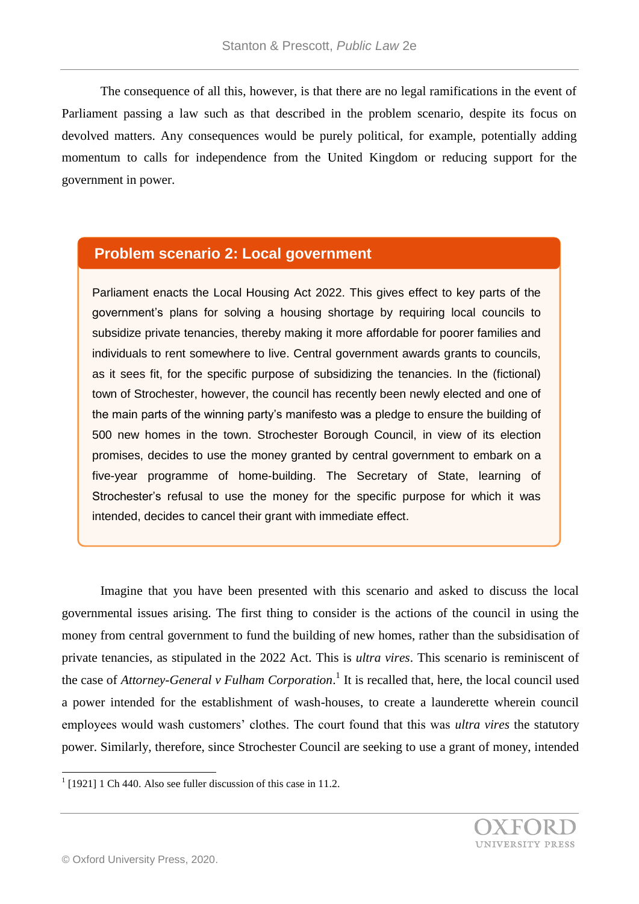The consequence of all this, however, is that there are no legal ramifications in the event of Parliament passing a law such as that described in the problem scenario, despite its focus on devolved matters. Any consequences would be purely political, for example, potentially adding momentum to calls for independence from the United Kingdom or reducing support for the government in power.

## Problem scenario 2: Local government

Parliament enacts the Local Housing Act 2022. This gives effect to key parts of the government's plans for solving a housing shortage by requiring local councils to subsidize private tenancies, thereby making it more affordable for poorer families and individuals to rent somewhere to live. Central government awards grants to councils, as it sees fit, for the specific purpose of subsidizing the tenancies. In the (fictional) town of Strochester, however, the council has recently been newly elected and one of the main parts of the winning party's manifesto was a pledge to ensure the building of 500 new homes in the town. Strochester Borough Council, in view of its election promises, decides to use the money granted by central government to embark on a five-year programme of home-building. The Secretary of State, learning of Strochester's refusal to use the money for the specific purpose for which it was intended, decides to cancel their grant with immediate effect.

Imagine that you have been presented with this scenario and asked to discuss the local governmental issues arising. The first thing to consider is the actions of the council in using the money from central government to fund the building of new homes, rather than the subsidisation of private tenancies, as stipulated in the 2022 Act. This is *ultra vires*. This scenario is reminiscent of the case of *Attorney-General v Fulham Corporation*.[1] It is recalled that, here, the local council used a power intended for the establishment of wash-houses, to create a launderette wherein council employees would wash customers' clothes. The court found that this was *ultra vires* the statutory power. Similarly, therefore, since Strochester Council are seeking to use a grant of money, intended

[1] [1921] 1 Ch 440. Also see fuller discussion of this case in 11.2.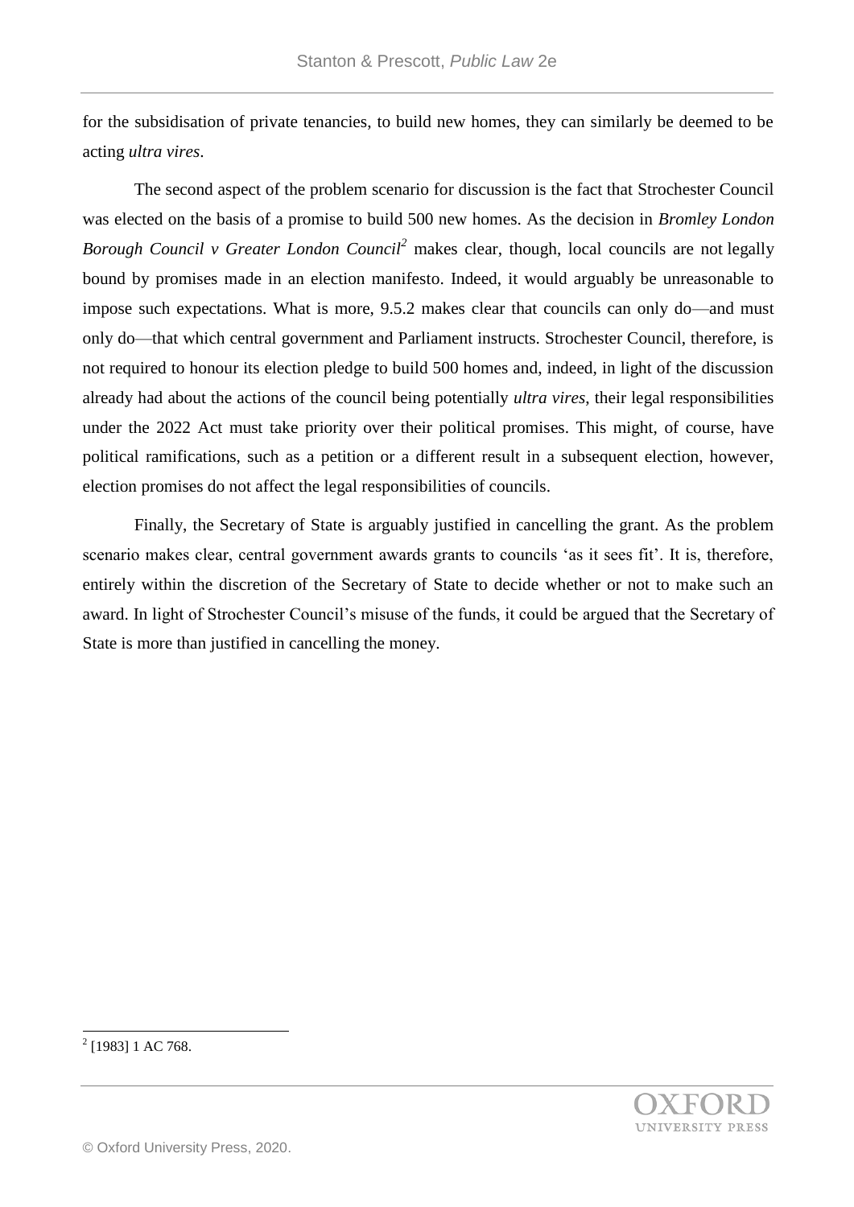for the subsidisation of private tenancies, to build new homes, they can similarly be deemed to be acting *ultra vires*.

The second aspect of the problem scenario for discussion is the fact that Strochester Council was elected on the basis of a promise to build 500 new homes. As the decision in *Bromley London Borough Council v Greater London Council*[2] makes clear, though, local councils are not legally bound by promises made in an election manifesto. Indeed, it would arguably be unreasonable to impose such expectations. What is more, 9.5.2 makes clear that councils can only do—and must only do—that which central government and Parliament instructs. Strochester Council, therefore, is not required to honour its election pledge to build 500 homes and, indeed, in light of the discussion already had about the actions of the council being potentially *ultra vires*, their legal responsibilities under the 2022 Act must take priority over their political promises. This might, of course, have political ramifications, such as a petition or a different result in a subsequent election, however, election promises do not affect the legal responsibilities of councils.

Finally, the Secretary of State is arguably justified in cancelling the grant. As the problem scenario makes clear, central government awards grants to councils 'as it sees fit'. It is, therefore, entirely within the discretion of the Secretary of State to decide whether or not to make such an award. In light of Strochester Council's misuse of the funds, it could be argued that the Secretary of State is more than justified in cancelling the money.

---

[2] [1983] 1 AC 768.